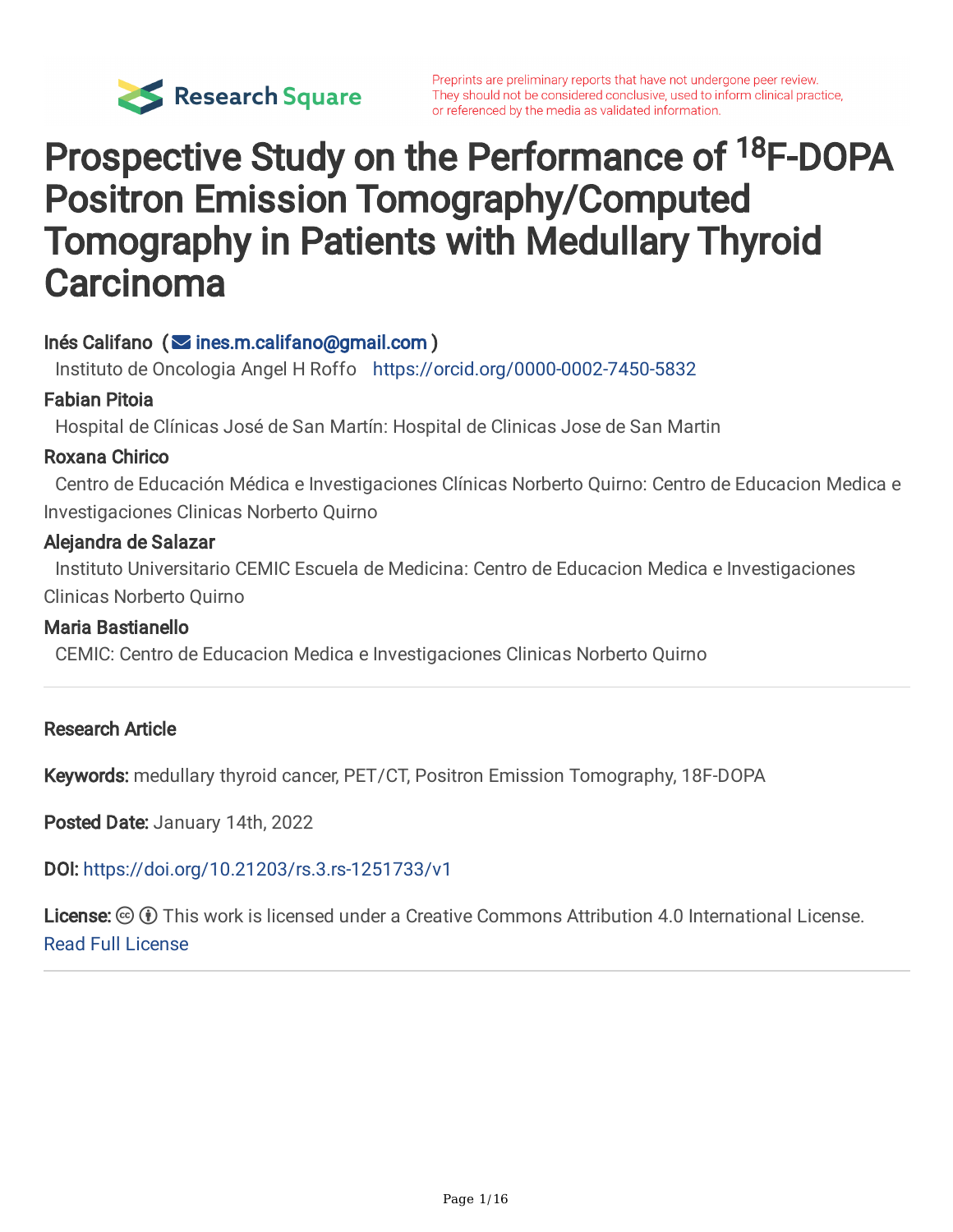Preprints are preliminary reports that have not undergone peer review. They should not be considered conclusive, used to inform clinical practice, or referenced by the media as validated information.

# Prospective Study on the Performance of $^{18}$F-DOPA Positron Emission Tomography/Computed Tomography in Patients with Medullary Thyroid Carcinoma

**Inés Califano** (ines.m.califano@gmail.com)
Instituto de Oncologia Angel H Roffo https://orcid.org/0000-0002-7450-5832

**Fabian Pitoia**
Hospital de Clínicas José de San Martín: Hospital de Clinicas Jose de San Martin

**Roxana Chirico**
Centro de Educación Médica e Investigaciones Clínicas Norberto Quirno: Centro de Educacion Medica e Investigaciones Clinicas Norberto Quirno

**Alejandra de Salazar**
Instituto Universitario CEMIC Escuela de Medicina: Centro de Educacion Medica e Investigaciones Clinicas Norberto Quirno

**Maria Bastianello**
CEMIC: Centro de Educacion Medica e Investigaciones Clinicas Norberto Quirno

---

**Research Article**

**Keywords:** medullary thyroid cancer, PET/CT, Positron Emission Tomography, 18F-DOPA

**Posted Date:** January 14th, 2022

**DOI:** https://doi.org/10.21203/rs.3.rs-1251733/v1

**License:** This work is licensed under a Creative Commons Attribution 4.0 International License. Read Full License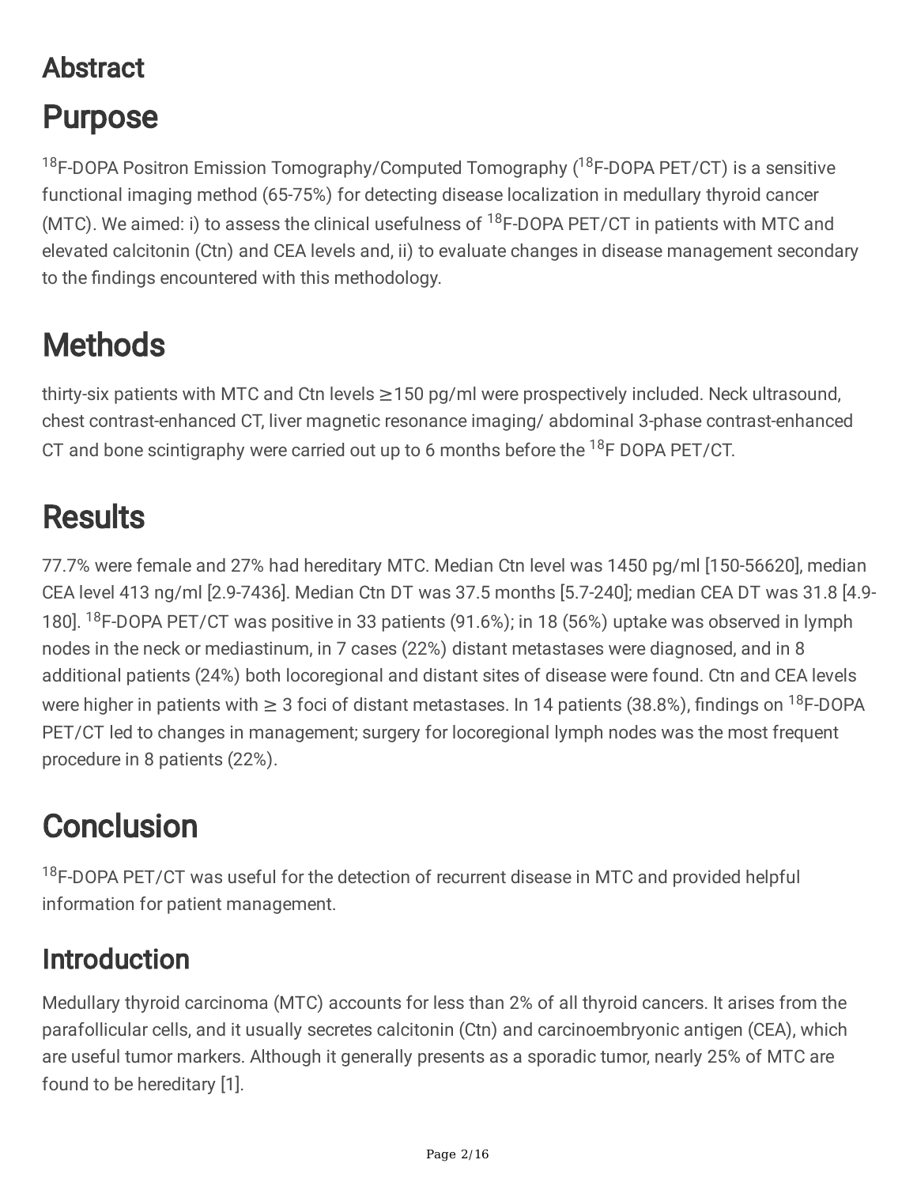## Abstract

# Purpose

$^{18}$F-DOPA Positron Emission Tomography/Computed Tomography ($^{18}$F-DOPA PET/CT) is a sensitive functional imaging method (65-75%) for detecting disease localization in medullary thyroid cancer (MTC). We aimed: i) to assess the clinical usefulness of $^{18}$F-DOPA PET/CT in patients with MTC and elevated calcitonin (Ctn) and CEA levels and, ii) to evaluate changes in disease management secondary to the findings encountered with this methodology.

# Methods

thirty-six patients with MTC and Ctn levels ≥150 pg/ml were prospectively included. Neck ultrasound, chest contrast-enhanced CT, liver magnetic resonance imaging/ abdominal 3-phase contrast-enhanced CT and bone scintigraphy were carried out up to 6 months before the $^{18}$F DOPA PET/CT.

# Results

77.7% were female and 27% had hereditary MTC. Median Ctn level was 1450 pg/ml [150-56620], median CEA level 413 ng/ml [2.9-7436]. Median Ctn DT was 37.5 months [5.7-240]; median CEA DT was 31.8 [4.9-180]. $^{18}$F-DOPA PET/CT was positive in 33 patients (91.6%); in 18 (56%) uptake was observed in lymph nodes in the neck or mediastinum, in 7 cases (22%) distant metastases were diagnosed, and in 8 additional patients (24%) both locoregional and distant sites of disease were found. Ctn and CEA levels were higher in patients with ≥ 3 foci of distant metastases. In 14 patients (38.8%), findings on $^{18}$F-DOPA PET/CT led to changes in management; surgery for locoregional lymph nodes was the most frequent procedure in 8 patients (22%).

# Conclusion

$^{18}$F-DOPA PET/CT was useful for the detection of recurrent disease in MTC and provided helpful information for patient management.

## Introduction

Medullary thyroid carcinoma (MTC) accounts for less than 2% of all thyroid cancers. It arises from the parafollicular cells, and it usually secretes calcitonin (Ctn) and carcinoembryonic antigen (CEA), which are useful tumor markers. Although it generally presents as a sporadic tumor, nearly 25% of MTC are found to be hereditary [1].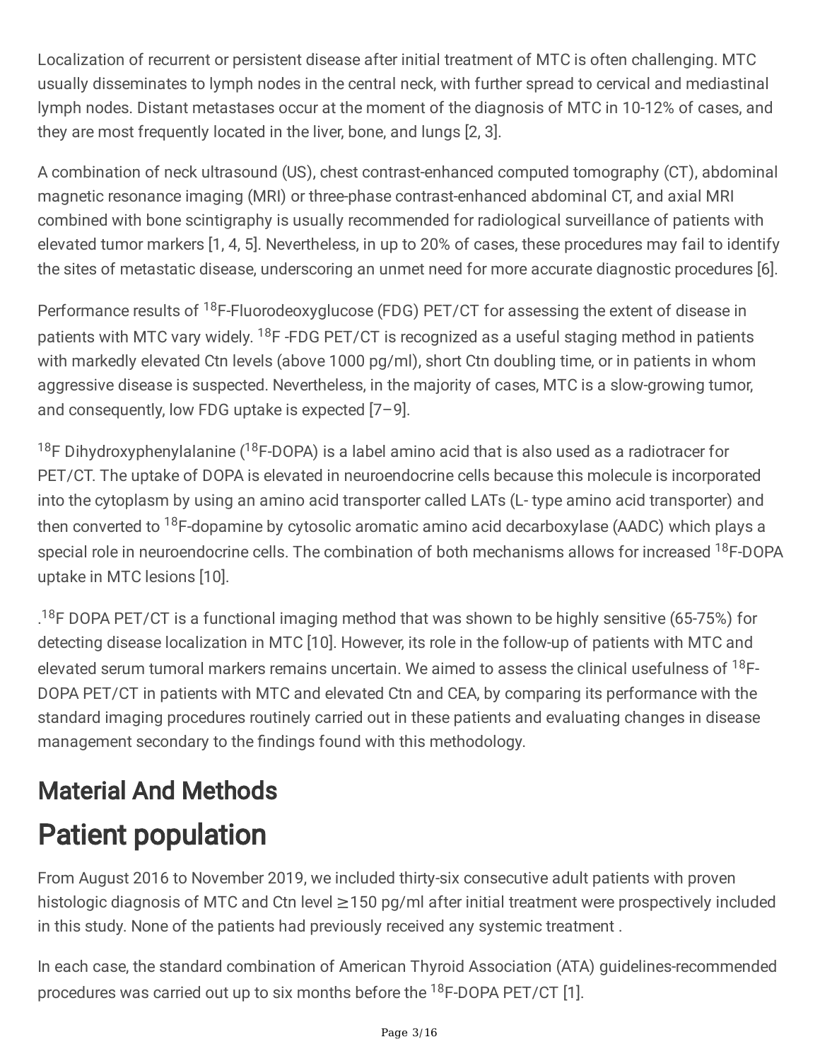Localization of recurrent or persistent disease after initial treatment of MTC is often challenging. MTC usually disseminates to lymph nodes in the central neck, with further spread to cervical and mediastinal lymph nodes. Distant metastases occur at the moment of the diagnosis of MTC in 10-12% of cases, and they are most frequently located in the liver, bone, and lungs [2, 3].

A combination of neck ultrasound (US), chest contrast-enhanced computed tomography (CT), abdominal magnetic resonance imaging (MRI) or three-phase contrast-enhanced abdominal CT, and axial MRI combined with bone scintigraphy is usually recommended for radiological surveillance of patients with elevated tumor markers [1, 4, 5]. Nevertheless, in up to 20% of cases, these procedures may fail to identify the sites of metastatic disease, underscoring an unmet need for more accurate diagnostic procedures [6].

Performance results of $^{18}$F-Fluorodeoxyglucose (FDG) PET/CT for assessing the extent of disease in patients with MTC vary widely. $^{18}$F -FDG PET/CT is recognized as a useful staging method in patients with markedly elevated Ctn levels (above 1000 pg/ml), short Ctn doubling time, or in patients in whom aggressive disease is suspected. Nevertheless, in the majority of cases, MTC is a slow-growing tumor, and consequently, low FDG uptake is expected [7–9].

$^{18}$F Dihydroxyphenylalanine ($^{18}$F-DOPA) is a label amino acid that is also used as a radiotracer for PET/CT. The uptake of DOPA is elevated in neuroendocrine cells because this molecule is incorporated into the cytoplasm by using an amino acid transporter called LATs (L- type amino acid transporter) and then converted to $^{18}$F-dopamine by cytosolic aromatic amino acid decarboxylase (AADC) which plays a special role in neuroendocrine cells. The combination of both mechanisms allows for increased $^{18}$F-DOPA uptake in MTC lesions [10].

.$^{18}$F DOPA PET/CT is a functional imaging method that was shown to be highly sensitive (65-75%) for detecting disease localization in MTC [10]. However, its role in the follow-up of patients with MTC and elevated serum tumoral markers remains uncertain. We aimed to assess the clinical usefulness of $^{18}$F-DOPA PET/CT in patients with MTC and elevated Ctn and CEA, by comparing its performance with the standard imaging procedures routinely carried out in these patients and evaluating changes in disease management secondary to the findings found with this methodology.

## Material And Methods

# Patient population

From August 2016 to November 2019, we included thirty-six consecutive adult patients with proven histologic diagnosis of MTC and Ctn level ≥150 pg/ml after initial treatment were prospectively included in this study. None of the patients had previously received any systemic treatment .

In each case, the standard combination of American Thyroid Association (ATA) guidelines-recommended procedures was carried out up to six months before the $^{18}$F-DOPA PET/CT [1].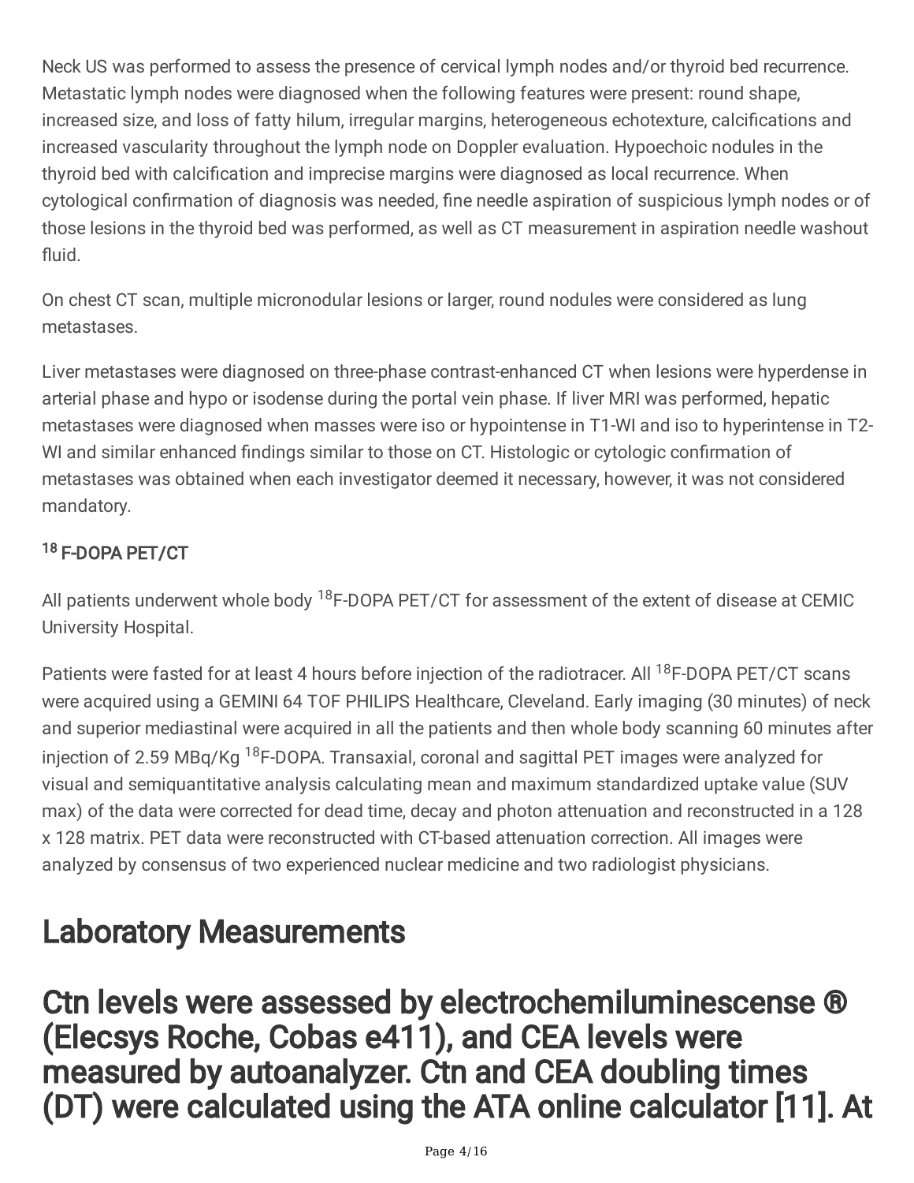Neck US was performed to assess the presence of cervical lymph nodes and/or thyroid bed recurrence. Metastatic lymph nodes were diagnosed when the following features were present: round shape, increased size, and loss of fatty hilum, irregular margins, heterogeneous echotexture, calcifications and increased vascularity throughout the lymph node on Doppler evaluation. Hypoechoic nodules in the thyroid bed with calcification and imprecise margins were diagnosed as local recurrence. When cytological confirmation of diagnosis was needed, fine needle aspiration of suspicious lymph nodes or of those lesions in the thyroid bed was performed, as well as CT measurement in aspiration needle washout fluid.

On chest CT scan, multiple micronodular lesions or larger, round nodules were considered as lung metastases.

Liver metastases were diagnosed on three-phase contrast-enhanced CT when lesions were hyperdense in arterial phase and hypo or isodense during the portal vein phase. If liver MRI was performed, hepatic metastases were diagnosed when masses were iso or hypointense in T1-WI and iso to hyperintense in T2-WI and similar enhanced findings similar to those on CT. Histologic or cytologic confirmation of metastases was obtained when each investigator deemed it necessary, however, it was not considered mandatory.

### $^{18}$F-DOPA PET/CT

All patients underwent whole body $^{18}$F-DOPA PET/CT for assessment of the extent of disease at CEMIC University Hospital.

Patients were fasted for at least 4 hours before injection of the radiotracer. All $^{18}$F-DOPA PET/CT scans were acquired using a GEMINI 64 TOF PHILIPS Healthcare, Cleveland. Early imaging (30 minutes) of neck and superior mediastinal were acquired in all the patients and then whole body scanning 60 minutes after injection of 2.59 MBq/Kg $^{18}$F-DOPA. Transaxial, coronal and sagittal PET images were analyzed for visual and semiquantitative analysis calculating mean and maximum standardized uptake value (SUV max) of the data were corrected for dead time, decay and photon attenuation and reconstructed in a 128 x 128 matrix. PET data were reconstructed with CT-based attenuation correction. All images were analyzed by consensus of two experienced nuclear medicine and two radiologist physicians.

# Laboratory Measurements

# Ctn levels were assessed by electrochemiluminescense ® (Elecsys Roche, Cobas e411), and CEA levels were measured by autoanalyzer. Ctn and CEA doubling times (DT) were calculated using the ATA online calculator [11]. At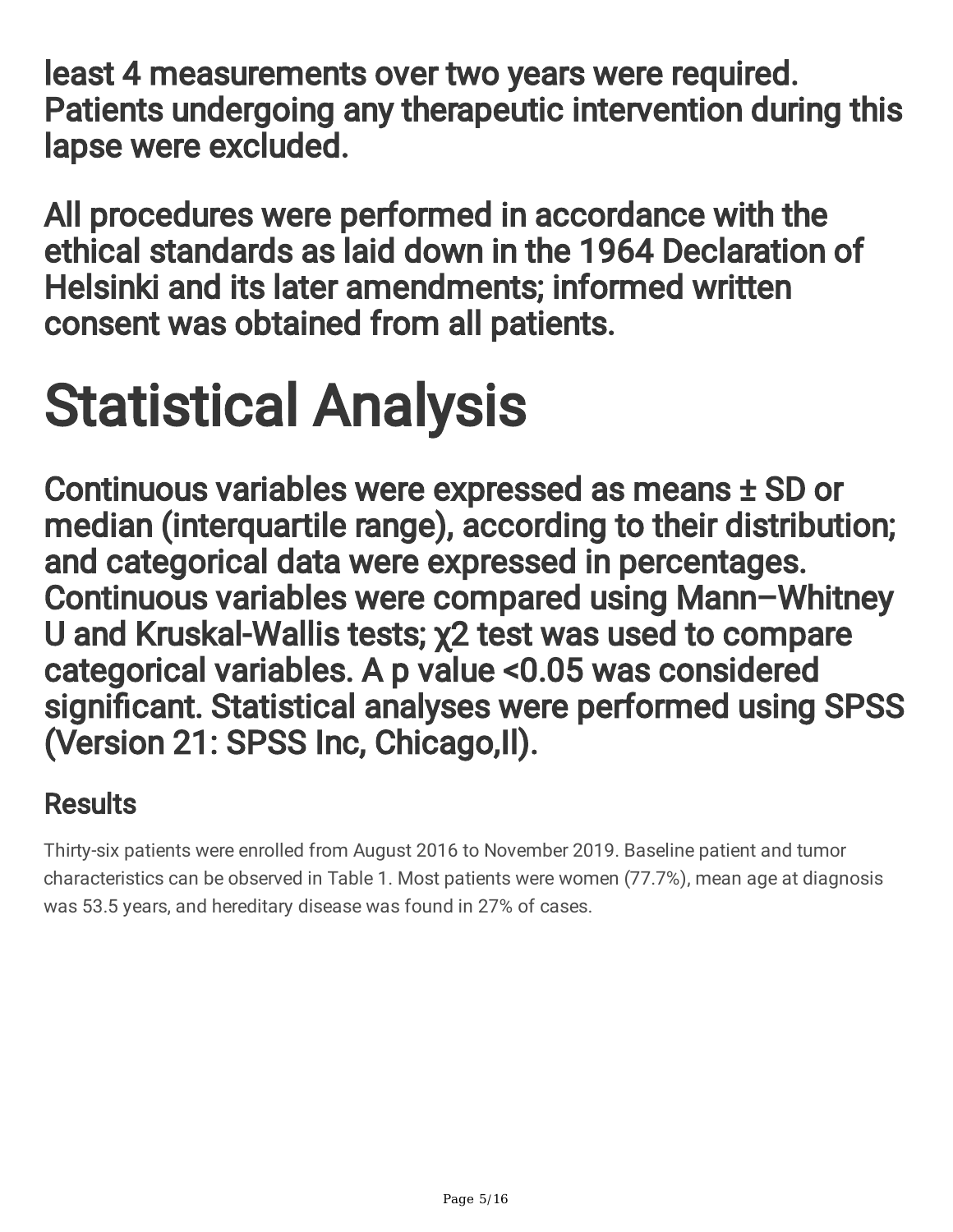least 4 measurements over two years were required. Patients undergoing any therapeutic intervention during this lapse were excluded.

All procedures were performed in accordance with the ethical standards as laid down in the 1964 Declaration of Helsinki and its later amendments; informed written consent was obtained from all patients.

# Statistical Analysis

Continuous variables were expressed as means ± SD or median (interquartile range), according to their distribution; and categorical data were expressed in percentages. Continuous variables were compared using Mann–Whitney U and Kruskal-Wallis tests; $\chi^2$ test was used to compare categorical variables. A p value $<0.05$ was considered significant. Statistical analyses were performed using SPSS (Version 21: SPSS Inc, Chicago,Il).

## Results

Thirty-six patients were enrolled from August 2016 to November 2019. Baseline patient and tumor characteristics can be observed in Table 1. Most patients were women (77.7%), mean age at diagnosis was 53.5 years, and hereditary disease was found in 27% of cases.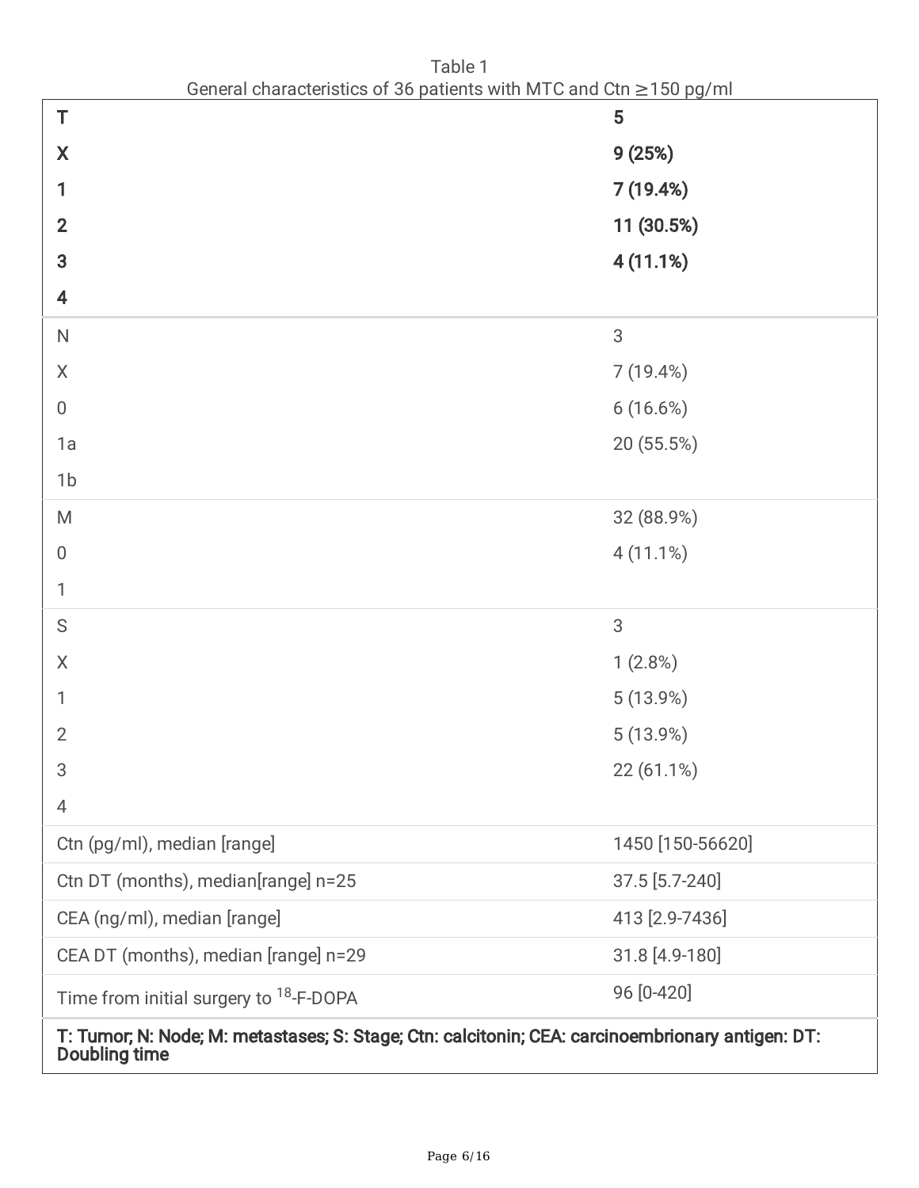Table 1
General characteristics of 36 patients with MTC and Ctn ≥150 pg/ml

| **T** | **5** |
|---|---|
| **X** | **9 (25%)** |
| **1** | **7 (19.4%)** |
| **2** | **11 (30.5%)** |
| **3** | **4 (11.1%)** |
| **4** | |
| N | 3 |
| X | 7 (19.4%) |
| 0 | 6 (16.6%) |
| 1a | 20 (55.5%) |
| 1b | |
| M | 32 (88.9%) |
| 0 | 4 (11.1%) |
| 1 | |
| S | 3 |
| X | 1 (2.8%) |
| 1 | 5 (13.9%) |
| 2 | 5 (13.9%) |
| 3 | 22 (61.1%) |
| 4 | |
| Ctn (pg/ml), median [range] | 1450 [150-56620] |
| Ctn DT (months), median[range] n=25 | 37.5 [5.7-240] |
| CEA (ng/ml), median [range] | 413 [2.9-7436] |
| CEA DT (months), median [range] n=29 | 31.8 [4.9-180] |
| Time from initial surgery to $^{18}$-F-DOPA | 96 [0-420] |

**T: Tumor; N: Node; M: metastases; S: Stage; Ctn: calcitonin; CEA: carcinoembrionary antigen: DT: Doubling time**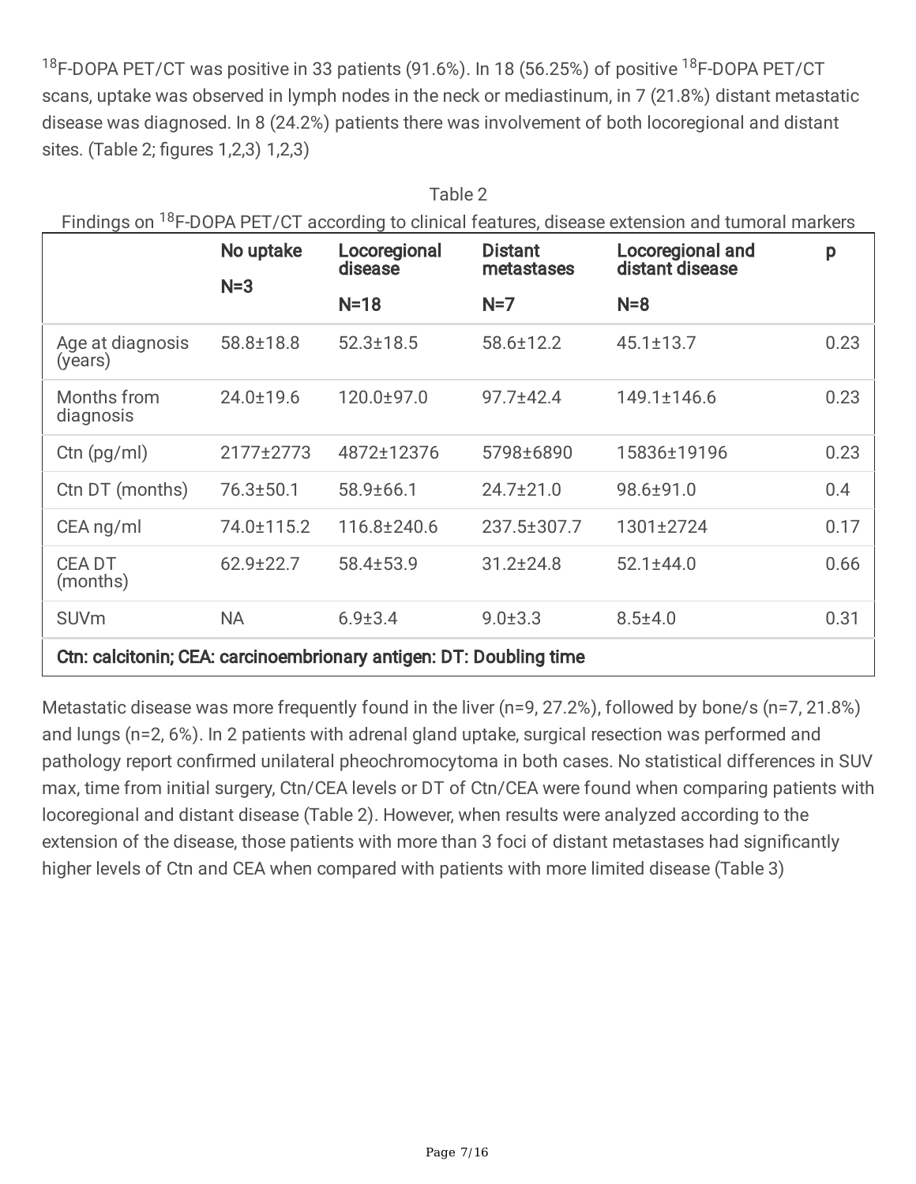$^{18}$F-DOPA PET/CT was positive in 33 patients (91.6%). In 18 (56.25%) of positive $^{18}$F-DOPA PET/CT scans, uptake was observed in lymph nodes in the neck or mediastinum, in 7 (21.8%) distant metastatic disease was diagnosed. In 8 (24.2%) patients there was involvement of both locoregional and distant sites. (Table 2; figures 1,2,3) 1,2,3)

Table 2
Findings on $^{18}$F-DOPA PET/CT according to clinical features, disease extension and tumoral markers

| | No uptake N=3 | Locoregional disease N=18 | Distant metastases N=7 | Locoregional and distant disease N=8 | p |
|---|---|---|---|---|---|
| Age at diagnosis (years) | 58.8±18.8 | 52.3±18.5 | 58.6±12.2 | 45.1±13.7 | 0.23 |
| Months from diagnosis | 24.0±19.6 | 120.0±97.0 | 97.7±42.4 | 149.1±146.6 | 0.23 |
| Ctn (pg/ml) | 2177±2773 | 4872±12376 | 5798±6890 | 15836±19196 | 0.23 |
| Ctn DT (months) | 76.3±50.1 | 58.9±66.1 | 24.7±21.0 | 98.6±91.0 | 0.4 |
| CEA ng/ml | 74.0±115.2 | 116.8±240.6 | 237.5±307.7 | 1301±2724 | 0.17 |
| CEA DT (months) | 62.9±22.7 | 58.4±53.9 | 31.2±24.8 | 52.1±44.0 | 0.66 |
| SUVm | NA | 6.9±3.4 | 9.0±3.3 | 8.5±4.0 | 0.31 |

**Ctn: calcitonin; CEA: carcinoembrionary antigen: DT: Doubling time**

Metastatic disease was more frequently found in the liver (n=9, 27.2%), followed by bone/s (n=7, 21.8%) and lungs (n=2, 6%). In 2 patients with adrenal gland uptake, surgical resection was performed and pathology report confirmed unilateral pheochromocytoma in both cases. No statistical differences in SUV max, time from initial surgery, Ctn/CEA levels or DT of Ctn/CEA were found when comparing patients with locoregional and distant disease (Table 2). However, when results were analyzed according to the extension of the disease, those patients with more than 3 foci of distant metastases had significantly higher levels of Ctn and CEA when compared with patients with more limited disease (Table 3)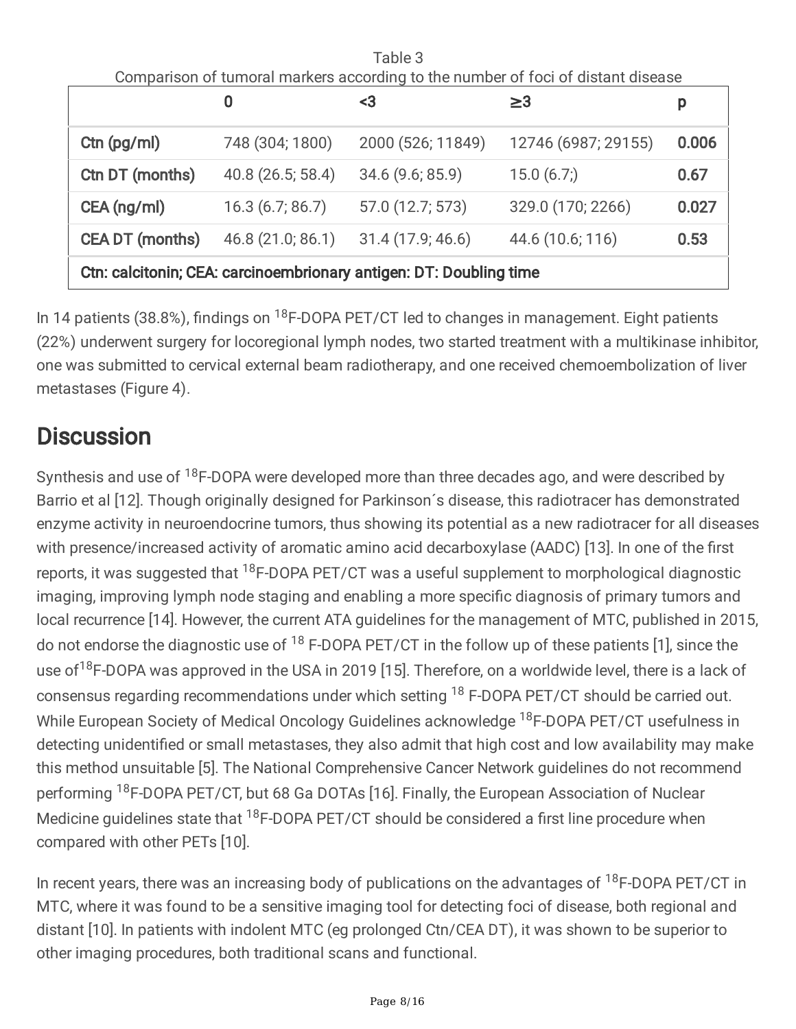Table 3

Comparison of tumoral markers according to the number of foci of distant disease

| | 0 | <3 | ≥3 | p |
|---|---|---|---|---|
| **Ctn (pg/ml)** | 748 (304; 1800) | 2000 (526; 11849) | 12746 (6987; 29155) | **0.006** |
| **Ctn DT (months)** | 40.8 (26.5; 58.4) | 34.6 (9.6; 85.9) | 15.0 (6.7;) | **0.67** |
| **CEA (ng/ml)** | 16.3 (6.7; 86.7) | 57.0 (12.7; 573) | 329.0 (170; 2266) | **0.027** |
| **CEA DT (months)** | 46.8 (21.0; 86.1) | 31.4 (17.9; 46.6) | 44.6 (10.6; 116) | **0.53** |
| **Ctn: calcitonin; CEA: carcinoembrionary antigen: DT: Doubling time** | | | | |

In 14 patients (38.8%), findings on $^{18}$F-DOPA PET/CT led to changes in management. Eight patients (22%) underwent surgery for locoregional lymph nodes, two started treatment with a multikinase inhibitor, one was submitted to cervical external beam radiotherapy, and one received chemoembolization of liver metastases (Figure 4).

## Discussion

Synthesis and use of $^{18}$F-DOPA were developed more than three decades ago, and were described by Barrio et al [12]. Though originally designed for Parkinson´s disease, this radiotracer has demonstrated enzyme activity in neuroendocrine tumors, thus showing its potential as a new radiotracer for all diseases with presence/increased activity of aromatic amino acid decarboxylase (AADC) [13]. In one of the first reports, it was suggested that $^{18}$F-DOPA PET/CT was a useful supplement to morphological diagnostic imaging, improving lymph node staging and enabling a more specific diagnosis of primary tumors and local recurrence [14]. However, the current ATA guidelines for the management of MTC, published in 2015, do not endorse the diagnostic use of $^{18}$ F-DOPA PET/CT in the follow up of these patients [1], since the use of $^{18}$F-DOPA was approved in the USA in 2019 [15]. Therefore, on a worldwide level, there is a lack of consensus regarding recommendations under which setting $^{18}$ F-DOPA PET/CT should be carried out. While European Society of Medical Oncology Guidelines acknowledge $^{18}$F-DOPA PET/CT usefulness in detecting unidentified or small metastases, they also admit that high cost and low availability may make this method unsuitable [5]. The National Comprehensive Cancer Network guidelines do not recommend performing $^{18}$F-DOPA PET/CT, but 68 Ga DOTAs [16]. Finally, the European Association of Nuclear Medicine guidelines state that $^{18}$F-DOPA PET/CT should be considered a first line procedure when compared with other PETs [10].

In recent years, there was an increasing body of publications on the advantages of $^{18}$F-DOPA PET/CT in MTC, where it was found to be a sensitive imaging tool for detecting foci of disease, both regional and distant [10]. In patients with indolent MTC (eg prolonged Ctn/CEA DT), it was shown to be superior to other imaging procedures, both traditional scans and functional.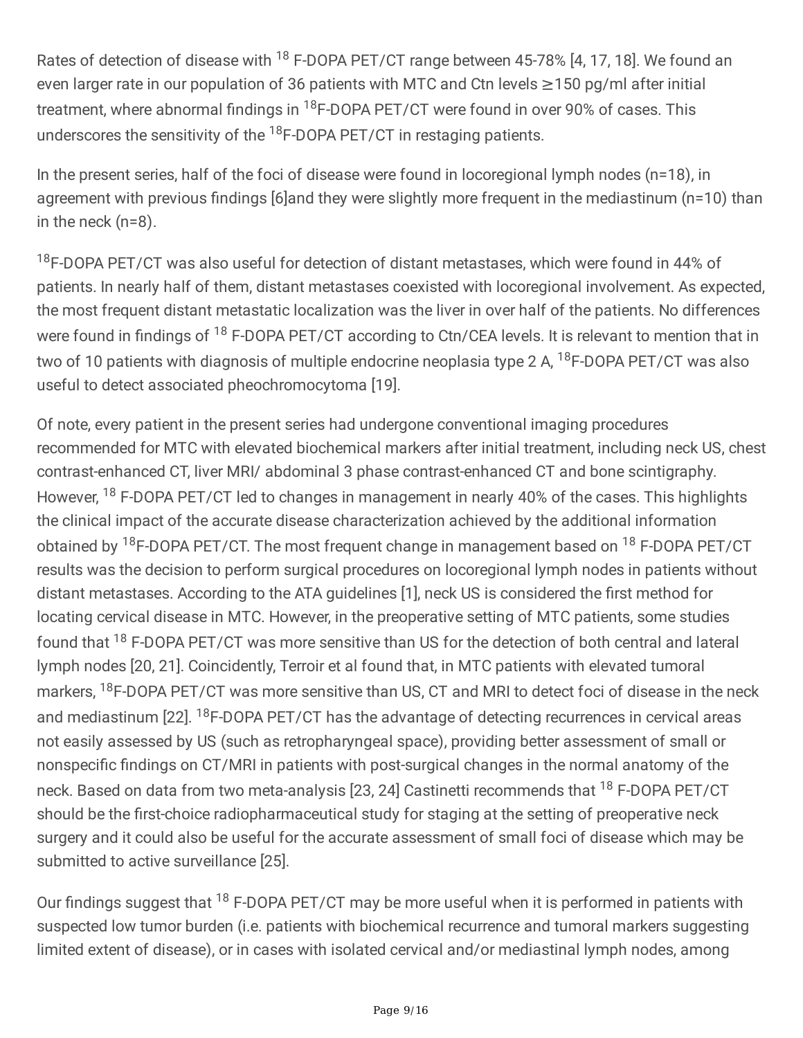Rates of detection of disease with $^{18}$F-DOPA PET/CT range between 45-78% [4, 17, 18]. We found an even larger rate in our population of 36 patients with MTC and Ctn levels ≥150 pg/ml after initial treatment, where abnormal findings in $^{18}$F-DOPA PET/CT were found in over 90% of cases. This underscores the sensitivity of the $^{18}$F-DOPA PET/CT in restaging patients.

In the present series, half of the foci of disease were found in locoregional lymph nodes (n=18), in agreement with previous findings [6]and they were slightly more frequent in the mediastinum (n=10) than in the neck (n=8).

$^{18}$F-DOPA PET/CT was also useful for detection of distant metastases, which were found in 44% of patients. In nearly half of them, distant metastases coexisted with locoregional involvement. As expected, the most frequent distant metastatic localization was the liver in over half of the patients. No differences were found in findings of $^{18}$F-DOPA PET/CT according to Ctn/CEA levels. It is relevant to mention that in two of 10 patients with diagnosis of multiple endocrine neoplasia type 2 A, $^{18}$F-DOPA PET/CT was also useful to detect associated pheochromocytoma [19].

Of note, every patient in the present series had undergone conventional imaging procedures recommended for MTC with elevated biochemical markers after initial treatment, including neck US, chest contrast-enhanced CT, liver MRI/ abdominal 3 phase contrast-enhanced CT and bone scintigraphy. However, $^{18}$F-DOPA PET/CT led to changes in management in nearly 40% of the cases. This highlights the clinical impact of the accurate disease characterization achieved by the additional information obtained by $^{18}$F-DOPA PET/CT. The most frequent change in management based on $^{18}$F-DOPA PET/CT results was the decision to perform surgical procedures on locoregional lymph nodes in patients without distant metastases. According to the ATA guidelines [1], neck US is considered the first method for locating cervical disease in MTC. However, in the preoperative setting of MTC patients, some studies found that $^{18}$F-DOPA PET/CT was more sensitive than US for the detection of both central and lateral lymph nodes [20, 21]. Coincidently, Terroir et al found that, in MTC patients with elevated tumoral markers, $^{18}$F-DOPA PET/CT was more sensitive than US, CT and MRI to detect foci of disease in the neck and mediastinum [22]. $^{18}$F-DOPA PET/CT has the advantage of detecting recurrences in cervical areas not easily assessed by US (such as retropharyngeal space), providing better assessment of small or nonspecific findings on CT/MRI in patients with post-surgical changes in the normal anatomy of the neck. Based on data from two meta-analysis [23, 24] Castinetti recommends that $^{18}$F-DOPA PET/CT should be the first-choice radiopharmaceutical study for staging at the setting of preoperative neck surgery and it could also be useful for the accurate assessment of small foci of disease which may be submitted to active surveillance [25].

Our findings suggest that $^{18}$F-DOPA PET/CT may be more useful when it is performed in patients with suspected low tumor burden (i.e. patients with biochemical recurrence and tumoral markers suggesting limited extent of disease), or in cases with isolated cervical and/or mediastinal lymph nodes, among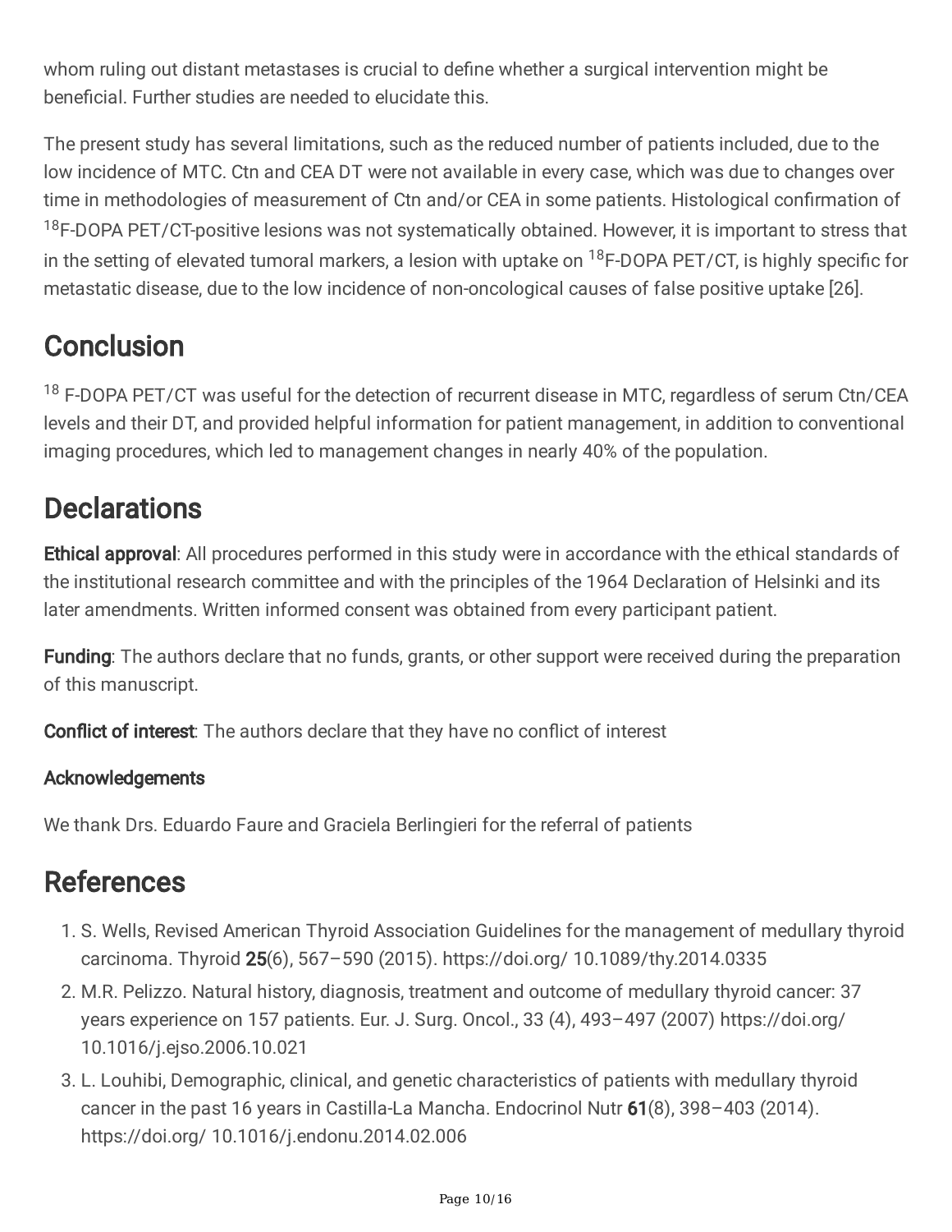whom ruling out distant metastases is crucial to define whether a surgical intervention might be beneficial. Further studies are needed to elucidate this.

The present study has several limitations, such as the reduced number of patients included, due to the low incidence of MTC. Ctn and CEA DT were not available in every case, which was due to changes over time in methodologies of measurement of Ctn and/or CEA in some patients. Histological confirmation of $^{18}$F-DOPA PET/CT-positive lesions was not systematically obtained. However, it is important to stress that in the setting of elevated tumoral markers, a lesion with uptake on $^{18}$F-DOPA PET/CT, is highly specific for metastatic disease, due to the low incidence of non-oncological causes of false positive uptake [26].

# Conclusion

$^{18}$ F-DOPA PET/CT was useful for the detection of recurrent disease in MTC, regardless of serum Ctn/CEA levels and their DT, and provided helpful information for patient management, in addition to conventional imaging procedures, which led to management changes in nearly 40% of the population.

# Declarations

**Ethical approval**: All procedures performed in this study were in accordance with the ethical standards of the institutional research committee and with the principles of the 1964 Declaration of Helsinki and its later amendments. Written informed consent was obtained from every participant patient.

**Funding**: The authors declare that no funds, grants, or other support were received during the preparation of this manuscript.

**Conflict of interest**: The authors declare that they have no conflict of interest

### Acknowledgements

We thank Drs. Eduardo Faure and Graciela Berlingieri for the referral of patients

# References

1. S. Wells, Revised American Thyroid Association Guidelines for the management of medullary thyroid carcinoma. Thyroid **25**(6), 567–590 (2015). https://doi.org/ 10.1089/thy.2014.0335
2. M.R. Pelizzo. Natural history, diagnosis, treatment and outcome of medullary thyroid cancer: 37 years experience on 157 patients. Eur. J. Surg. Oncol., 33 (4), 493–497 (2007) https://doi.org/ 10.1016/j.ejso.2006.10.021
3. L. Louhibi, Demographic, clinical, and genetic characteristics of patients with medullary thyroid cancer in the past 16 years in Castilla-La Mancha. Endocrinol Nutr **61**(8), 398–403 (2014). https://doi.org/ 10.1016/j.endonu.2014.02.006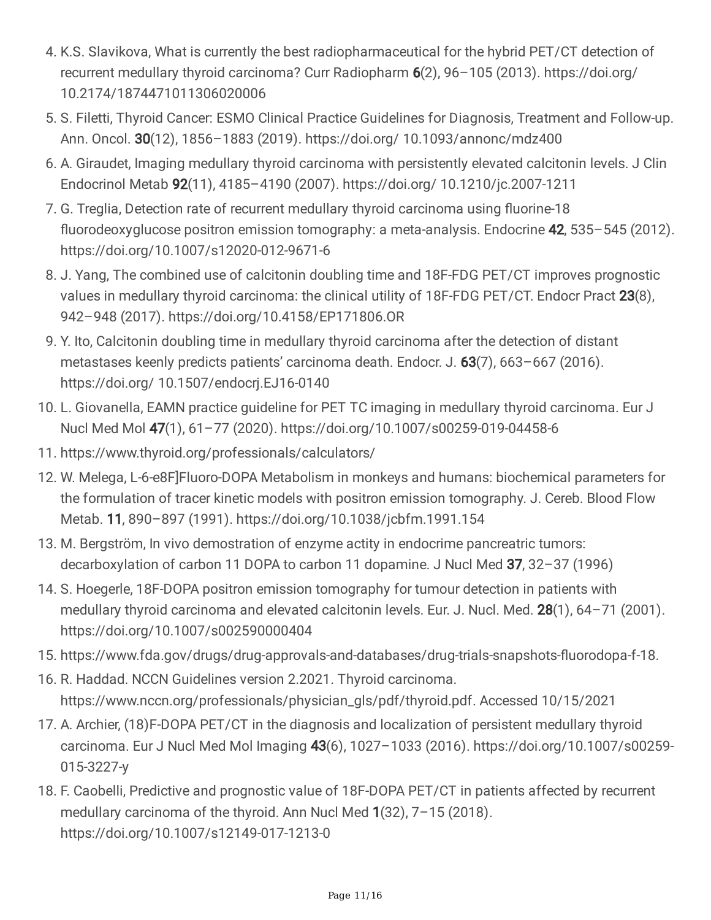4. K.S. Slavikova, What is currently the best radiopharmaceutical for the hybrid PET/CT detection of recurrent medullary thyroid carcinoma? Curr Radiopharm **6**(2), 96–105 (2013). https://doi.org/ 10.2174/1874471011306020006
5. S. Filetti, Thyroid Cancer: ESMO Clinical Practice Guidelines for Diagnosis, Treatment and Follow-up. Ann. Oncol. **30**(12), 1856–1883 (2019). https://doi.org/ 10.1093/annonc/mdz400
6. A. Giraudet, Imaging medullary thyroid carcinoma with persistently elevated calcitonin levels. J Clin Endocrinol Metab **92**(11), 4185–4190 (2007). https://doi.org/ 10.1210/jc.2007-1211
7. G. Treglia, Detection rate of recurrent medullary thyroid carcinoma using fluorine-18 fluorodeoxyglucose positron emission tomography: a meta-analysis. Endocrine **42**, 535–545 (2012). https://doi.org/10.1007/s12020-012-9671-6
8. J. Yang, The combined use of calcitonin doubling time and 18F-FDG PET/CT improves prognostic values in medullary thyroid carcinoma: the clinical utility of 18F-FDG PET/CT. Endocr Pract **23**(8), 942–948 (2017). https://doi.org/10.4158/EP171806.OR
9. Y. Ito, Calcitonin doubling time in medullary thyroid carcinoma after the detection of distant metastases keenly predicts patients' carcinoma death. Endocr. J. **63**(7), 663–667 (2016). https://doi.org/ 10.1507/endocrj.EJ16-0140
10. L. Giovanella, EAMN practice guideline for PET TC imaging in medullary thyroid carcinoma. Eur J Nucl Med Mol **47**(1), 61–77 (2020). https://doi.org/10.1007/s00259-019-04458-6
11. https://www.thyroid.org/professionals/calculators/
12. W. Melega, L-6-e8F]Fluoro-DOPA Metabolism in monkeys and humans: biochemical parameters for the formulation of tracer kinetic models with positron emission tomography. J. Cereb. Blood Flow Metab. **11**, 890–897 (1991). https://doi.org/10.1038/jcbfm.1991.154
13. M. Bergström, In vivo demostration of enzyme actity in endocrime pancreatric tumors: decarboxylation of carbon 11 DOPA to carbon 11 dopamine. J Nucl Med **37**, 32–37 (1996)
14. S. Hoegerle, 18F-DOPA positron emission tomography for tumour detection in patients with medullary thyroid carcinoma and elevated calcitonin levels. Eur. J. Nucl. Med. **28**(1), 64–71 (2001). https://doi.org/10.1007/s002590000404
15. https://www.fda.gov/drugs/drug-approvals-and-databases/drug-trials-snapshots-fluorodopa-f-18.
16. R. Haddad. NCCN Guidelines version 2.2021. Thyroid carcinoma. https://www.nccn.org/professionals/physician_gls/pdf/thyroid.pdf. Accessed 10/15/2021
17. A. Archier, (18)F-DOPA PET/CT in the diagnosis and localization of persistent medullary thyroid carcinoma. Eur J Nucl Med Mol Imaging **43**(6), 1027–1033 (2016). https://doi.org/10.1007/s00259-015-3227-y
18. F. Caobelli, Predictive and prognostic value of 18F-DOPA PET/CT in patients affected by recurrent medullary carcinoma of the thyroid. Ann Nucl Med **1**(32), 7–15 (2018). https://doi.org/10.1007/s12149-017-1213-0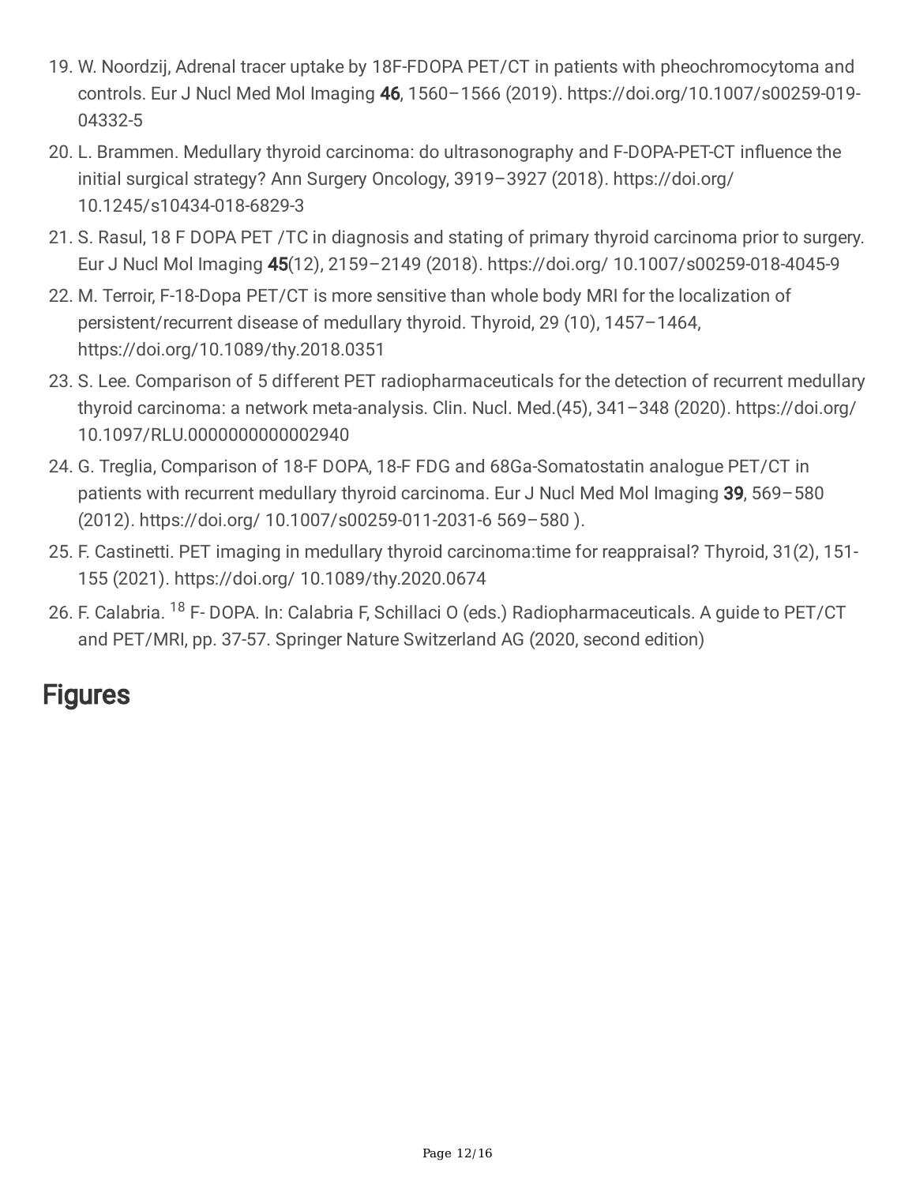19. W. Noordzij, Adrenal tracer uptake by 18F-FDOPA PET/CT in patients with pheochromocytoma and controls. Eur J Nucl Med Mol Imaging **46**, 1560–1566 (2019). https://doi.org/10.1007/s00259-019-04332-5
20. L. Brammen. Medullary thyroid carcinoma: do ultrasonography and F-DOPA-PET-CT influence the initial surgical strategy? Ann Surgery Oncology, 3919–3927 (2018). https://doi.org/ 10.1245/s10434-018-6829-3
21. S. Rasul, 18 F DOPA PET /TC in diagnosis and stating of primary thyroid carcinoma prior to surgery. Eur J Nucl Mol Imaging **45**(12), 2159–2149 (2018). https://doi.org/ 10.1007/s00259-018-4045-9
22. M. Terroir, F-18-Dopa PET/CT is more sensitive than whole body MRI for the localization of persistent/recurrent disease of medullary thyroid. Thyroid, 29 (10), 1457–1464, https://doi.org/10.1089/thy.2018.0351
23. S. Lee. Comparison of 5 different PET radiopharmaceuticals for the detection of recurrent medullary thyroid carcinoma: a network meta-analysis. Clin. Nucl. Med.(45), 341–348 (2020). https://doi.org/ 10.1097/RLU.0000000000002940
24. G. Treglia, Comparison of 18-F DOPA, 18-F FDG and 68Ga-Somatostatin analogue PET/CT in patients with recurrent medullary thyroid carcinoma. Eur J Nucl Med Mol Imaging **39**, 569–580 (2012). https://doi.org/ 10.1007/s00259-011-2031-6 569–580 ).
25. F. Castinetti. PET imaging in medullary thyroid carcinoma:time for reappraisal? Thyroid, 31(2), 151-155 (2021). https://doi.org/ 10.1089/thy.2020.0674
26. F. Calabria. $^{18}$ F- DOPA. In: Calabria F, Schillaci O (eds.) Radiopharmaceuticals. A guide to PET/CT and PET/MRI, pp. 37-57. Springer Nature Switzerland AG (2020, second edition)

## Figures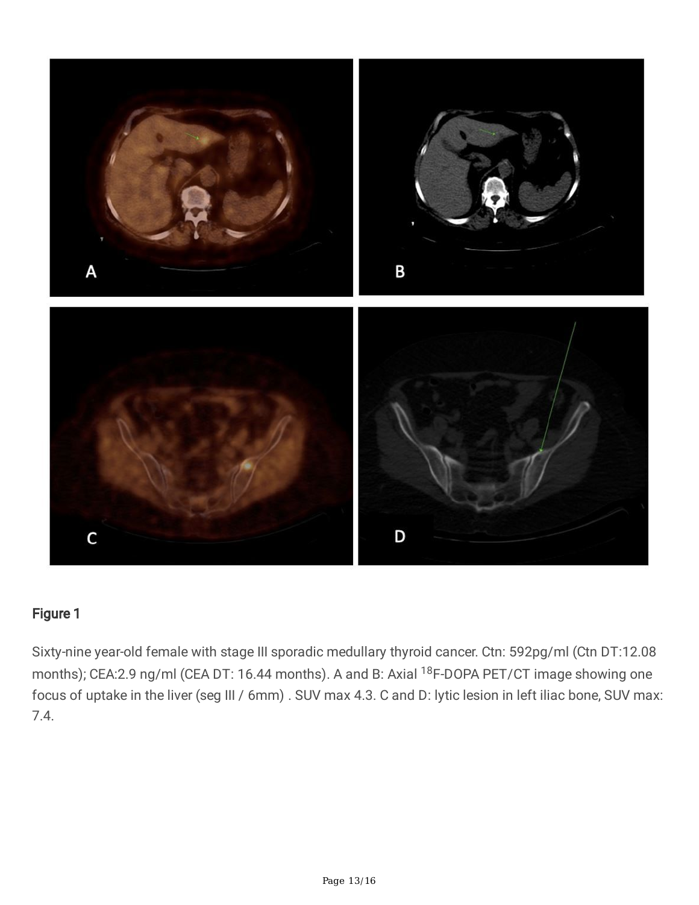## Figure 1

Sixty-nine year-old female with stage III sporadic medullary thyroid cancer. Ctn: 592pg/ml (Ctn DT:12.08 months); CEA:2.9 ng/ml (CEA DT: 16.44 months). A and B: Axial $^{18}$F-DOPA PET/CT image showing one focus of uptake in the liver (seg III / 6mm) . SUV max 4.3. C and D: lytic lesion in left iliac bone, SUV max: 7.4.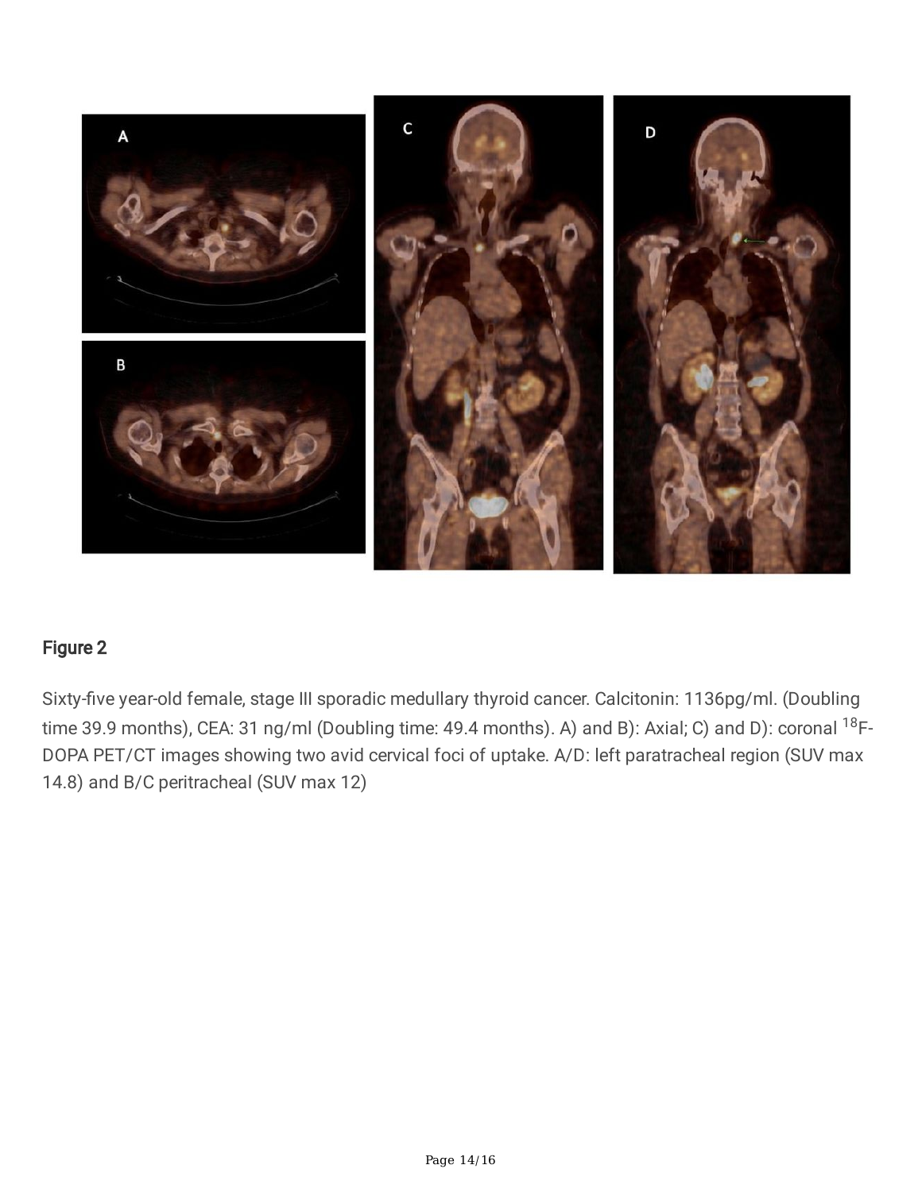## Figure 2

Sixty-five year-old female, stage III sporadic medullary thyroid cancer. Calcitonin: 1136pg/ml. (Doubling time 39.9 months), CEA: 31 ng/ml (Doubling time: 49.4 months). A) and B): Axial; C) and D): coronal $^{18}$F-DOPA PET/CT images showing two avid cervical foci of uptake. A/D: left paratracheal region (SUV max 14.8) and B/C peritracheal (SUV max 12)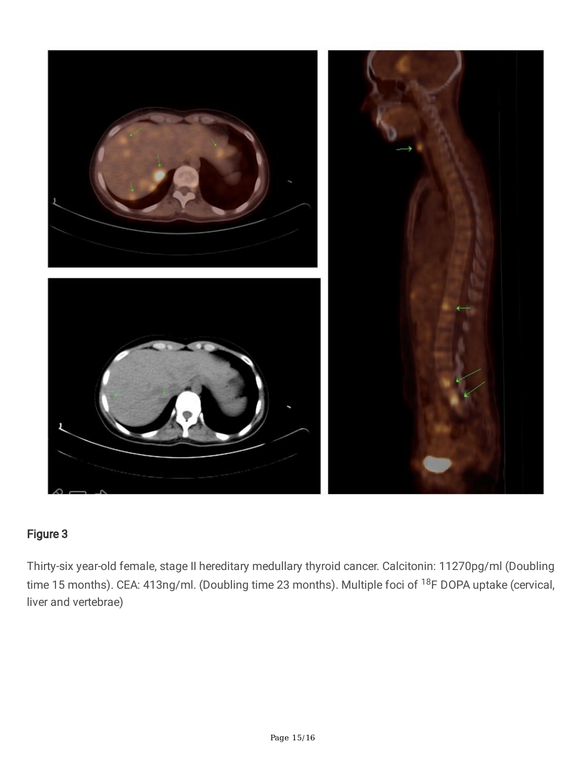## Figure 3

Thirty-six year-old female, stage II hereditary medullary thyroid cancer. Calcitonin: 11270pg/ml (Doubling time 15 months). CEA: 413ng/ml. (Doubling time 23 months). Multiple foci of $^{18}$F DOPA uptake (cervical, liver and vertebrae)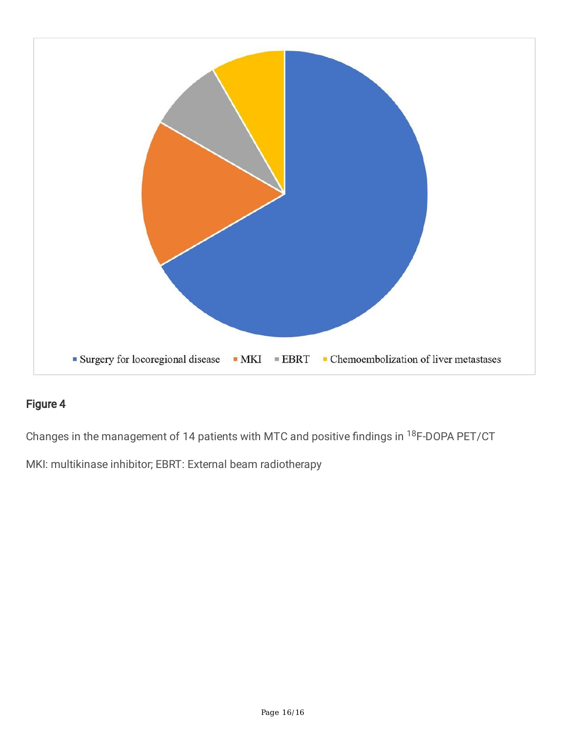Surgery for locoregional disease
MKI
EBRT
Chemoembolization of liver metastases

**Figure 4**

Changes in the management of 14 patients with MTC and positive findings in $^{18}$F-DOPA PET/CT

MKI: multikinase inhibitor; EBRT: External beam radiotherapy